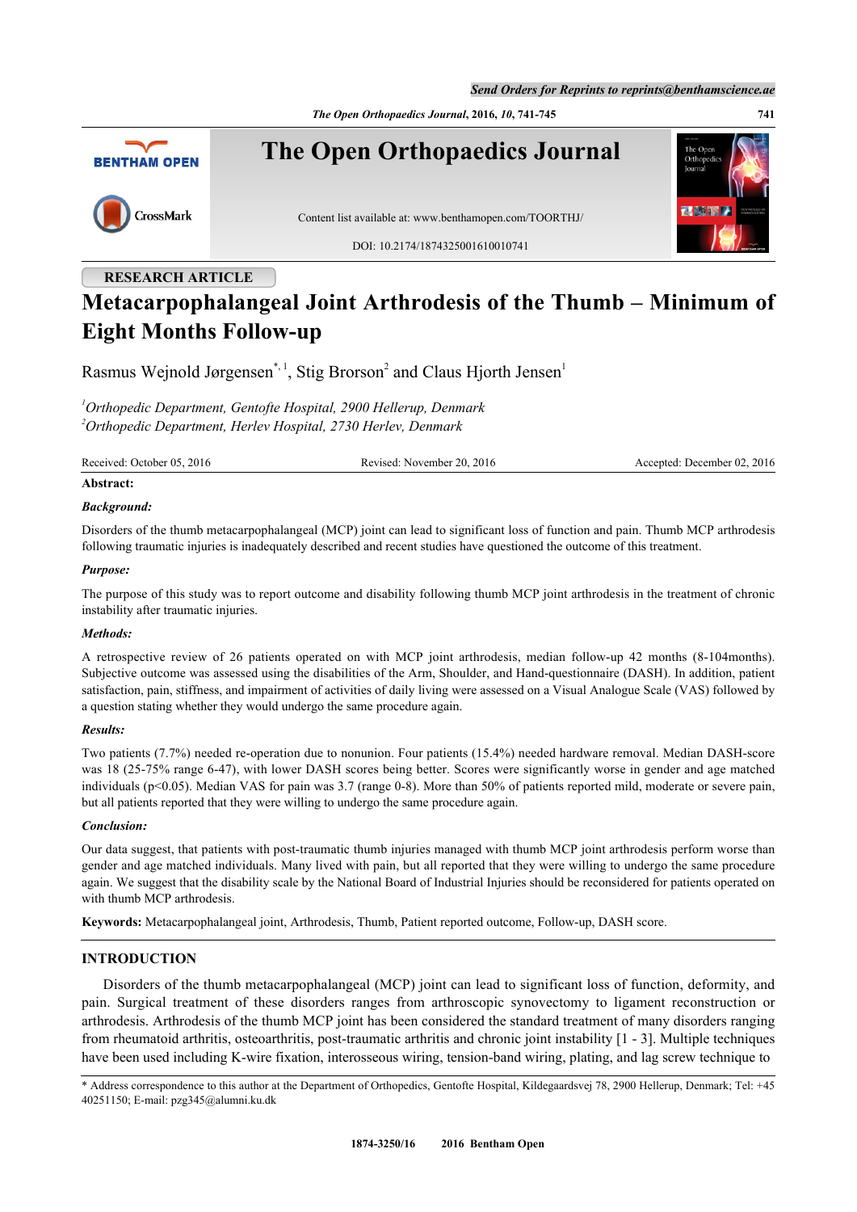RESEARCH ARTICLE

# Metacarpophalangeal Joint Arthrodesis of the Thumb – Minimum of Eight Months Follow-up

Rasmus Wejnold Jørgensen[*,1], Stig Brorson[2] and Claus Hjorth Jensen[1]

[1]*Orthopedic Department, Gentofte Hospital, 2900 Hellerup, Denmark*
[2]*Orthopedic Department, Herlev Hospital, 2730 Herlev, Denmark*

Received: October 05, 2016 | Revised: November 20, 2016 | Accepted: December 02, 2016

**Abstract:**

***Background:***

Disorders of the thumb metacarpophalangeal (MCP) joint can lead to significant loss of function and pain. Thumb MCP arthrodesis following traumatic injuries is inadequately described and recent studies have questioned the outcome of this treatment.

***Purpose:***

The purpose of this study was to report outcome and disability following thumb MCP joint arthrodesis in the treatment of chronic instability after traumatic injuries.

***Methods:***

A retrospective review of 26 patients operated on with MCP joint arthrodesis, median follow-up 42 months (8-104months). Subjective outcome was assessed using the disabilities of the Arm, Shoulder, and Hand-questionnaire (DASH). In addition, patient satisfaction, pain, stiffness, and impairment of activities of daily living were assessed on a Visual Analogue Scale (VAS) followed by a question stating whether they would undergo the same procedure again.

***Results:***

Two patients (7.7%) needed re-operation due to nonunion. Four patients (15.4%) needed hardware removal. Median DASH-score was 18 (25-75% range 6-47), with lower DASH scores being better. Scores were significantly worse in gender and age matched individuals ($p<0.05$). Median VAS for pain was 3.7 (range 0-8). More than 50% of patients reported mild, moderate or severe pain, but all patients reported that they were willing to undergo the same procedure again.

***Conclusion:***

Our data suggest, that patients with post-traumatic thumb injuries managed with thumb MCP joint arthrodesis perform worse than gender and age matched individuals. Many lived with pain, but all reported that they were willing to undergo the same procedure again. We suggest that the disability scale by the National Board of Industrial Injuries should be reconsidered for patients operated on with thumb MCP arthrodesis.

**Keywords:** Metacarpophalangeal joint, Arthrodesis, Thumb, Patient reported outcome, Follow-up, DASH score.

## INTRODUCTION

Disorders of the thumb metacarpophalangeal (MCP) joint can lead to significant loss of function, deformity, and pain. Surgical treatment of these disorders ranges from arthroscopic synovectomy to ligament reconstruction or arthrodesis. Arthrodesis of the thumb MCP joint has been considered the standard treatment of many disorders ranging from rheumatoid arthritis, osteoarthritis, post-traumatic arthritis and chronic joint instability [1 - 3]. Multiple techniques have been used including K-wire fixation, interosseous wiring, tension-band wiring, plating, and lag screw technique to

\* Address correspondence to this author at the Department of Orthopedics, Gentofte Hospital, Kildegaardsvej 78, 2900 Hellerup, Denmark; Tel: +45 40251150; E-mail: pzg345@alumni.ku.dk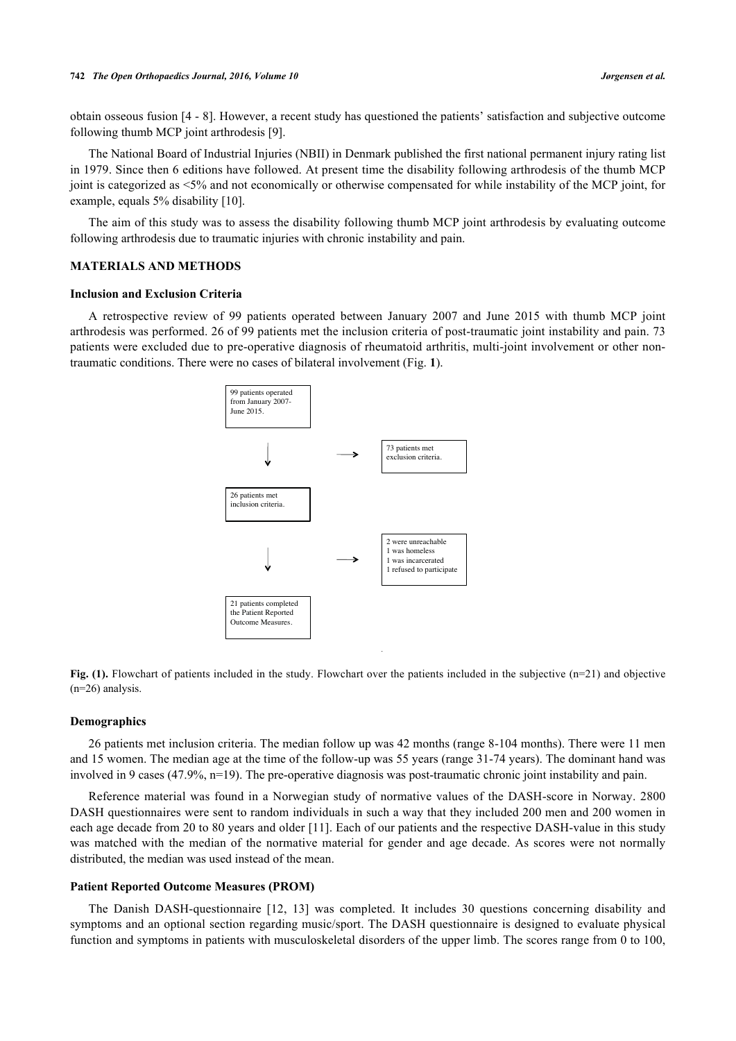obtain osseous fusion [4 - 8]. However, a recent study has questioned the patients' satisfaction and subjective outcome following thumb MCP joint arthrodesis [9].

The National Board of Industrial Injuries (NBII) in Denmark published the first national permanent injury rating list in 1979. Since then 6 editions have followed. At present time the disability following arthrodesis of the thumb MCP joint is categorized as <5% and not economically or otherwise compensated for while instability of the MCP joint, for example, equals 5% disability [10].

The aim of this study was to assess the disability following thumb MCP joint arthrodesis by evaluating outcome following arthrodesis due to traumatic injuries with chronic instability and pain.

## MATERIALS AND METHODS

### Inclusion and Exclusion Criteria

A retrospective review of 99 patients operated between January 2007 and June 2015 with thumb MCP joint arthrodesis was performed. 26 of 99 patients met the inclusion criteria of post-traumatic joint instability and pain. 73 patients were excluded due to pre-operative diagnosis of rheumatoid arthritis, multi-joint involvement or other non-traumatic conditions. There were no cases of bilateral involvement (Fig. **1**).

99 patients operated from January 2007-June 2015. → 73 patients met exclusion criteria.

↓

26 patients met inclusion criteria. → 2 were unreachable, 1 was homeless, 1 was incarcerated, 1 refused to participate

↓

21 patients completed the Patient Reported Outcome Measures.

**Fig. (1).** Flowchart of patients included in the study. Flowchart over the patients included in the subjective (n=21) and objective (n=26) analysis.

### Demographics

26 patients met inclusion criteria. The median follow up was 42 months (range 8-104 months). There were 11 men and 15 women. The median age at the time of the follow-up was 55 years (range 31-74 years). The dominant hand was involved in 9 cases (47.9%, n=19). The pre-operative diagnosis was post-traumatic chronic joint instability and pain.

Reference material was found in a Norwegian study of normative values of the DASH-score in Norway. 2800 DASH questionnaires were sent to random individuals in such a way that they included 200 men and 200 women in each age decade from 20 to 80 years and older [11]. Each of our patients and the respective DASH-value in this study was matched with the median of the normative material for gender and age decade. As scores were not normally distributed, the median was used instead of the mean.

### Patient Reported Outcome Measures (PROM)

The Danish DASH-questionnaire [12, 13] was completed. It includes 30 questions concerning disability and symptoms and an optional section regarding music/sport. The DASH questionnaire is designed to evaluate physical function and symptoms in patients with musculoskeletal disorders of the upper limb. The scores range from 0 to 100,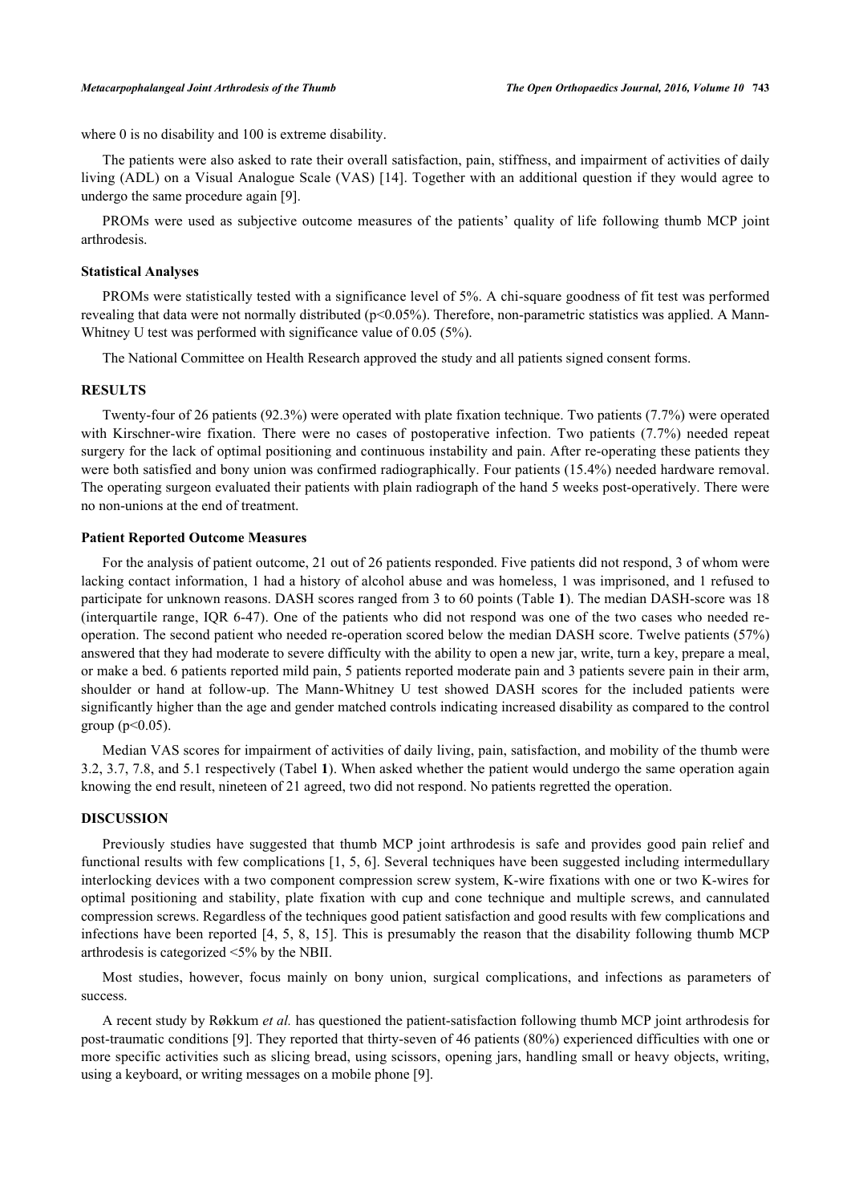where 0 is no disability and 100 is extreme disability.

The patients were also asked to rate their overall satisfaction, pain, stiffness, and impairment of activities of daily living (ADL) on a Visual Analogue Scale (VAS) [14]. Together with an additional question if they would agree to undergo the same procedure again [9].

PROMs were used as subjective outcome measures of the patients' quality of life following thumb MCP joint arthrodesis.

### Statistical Analyses

PROMs were statistically tested with a significance level of 5%. A chi-square goodness of fit test was performed revealing that data were not normally distributed ($p<0.05\%$). Therefore, non-parametric statistics was applied. A Mann-Whitney U test was performed with significance value of 0.05 (5%).

The National Committee on Health Research approved the study and all patients signed consent forms.

## RESULTS

Twenty-four of 26 patients (92.3%) were operated with plate fixation technique. Two patients (7.7%) were operated with Kirschner-wire fixation. There were no cases of postoperative infection. Two patients (7.7%) needed repeat surgery for the lack of optimal positioning and continuous instability and pain. After re-operating these patients they were both satisfied and bony union was confirmed radiographically. Four patients (15.4%) needed hardware removal. The operating surgeon evaluated their patients with plain radiograph of the hand 5 weeks post-operatively. There were no non-unions at the end of treatment.

### Patient Reported Outcome Measures

For the analysis of patient outcome, 21 out of 26 patients responded. Five patients did not respond, 3 of whom were lacking contact information, 1 had a history of alcohol abuse and was homeless, 1 was imprisoned, and 1 refused to participate for unknown reasons. DASH scores ranged from 3 to 60 points (Table **1**). The median DASH-score was 18 (interquartile range, IQR 6-47). One of the patients who did not respond was one of the two cases who needed re-operation. The second patient who needed re-operation scored below the median DASH score. Twelve patients (57%) answered that they had moderate to severe difficulty with the ability to open a new jar, write, turn a key, prepare a meal, or make a bed. 6 patients reported mild pain, 5 patients reported moderate pain and 3 patients severe pain in their arm, shoulder or hand at follow-up. The Mann-Whitney U test showed DASH scores for the included patients were significantly higher than the age and gender matched controls indicating increased disability as compared to the control group ($p<0.05$).

Median VAS scores for impairment of activities of daily living, pain, satisfaction, and mobility of the thumb were 3.2, 3.7, 7.8, and 5.1 respectively (Tabel **1**). When asked whether the patient would undergo the same operation again knowing the end result, nineteen of 21 agreed, two did not respond. No patients regretted the operation.

## DISCUSSION

Previously studies have suggested that thumb MCP joint arthrodesis is safe and provides good pain relief and functional results with few complications [1, 5, 6]. Several techniques have been suggested including intermedullary interlocking devices with a two component compression screw system, K-wire fixations with one or two K-wires for optimal positioning and stability, plate fixation with cup and cone technique and multiple screws, and cannulated compression screws. Regardless of the techniques good patient satisfaction and good results with few complications and infections have been reported [4, 5, 8, 15]. This is presumably the reason that the disability following thumb MCP arthrodesis is categorized <5% by the NBII.

Most studies, however, focus mainly on bony union, surgical complications, and infections as parameters of success.

A recent study by Røkkum *et al.* has questioned the patient-satisfaction following thumb MCP joint arthrodesis for post-traumatic conditions [9]. They reported that thirty-seven of 46 patients (80%) experienced difficulties with one or more specific activities such as slicing bread, using scissors, opening jars, handling small or heavy objects, writing, using a keyboard, or writing messages on a mobile phone [9].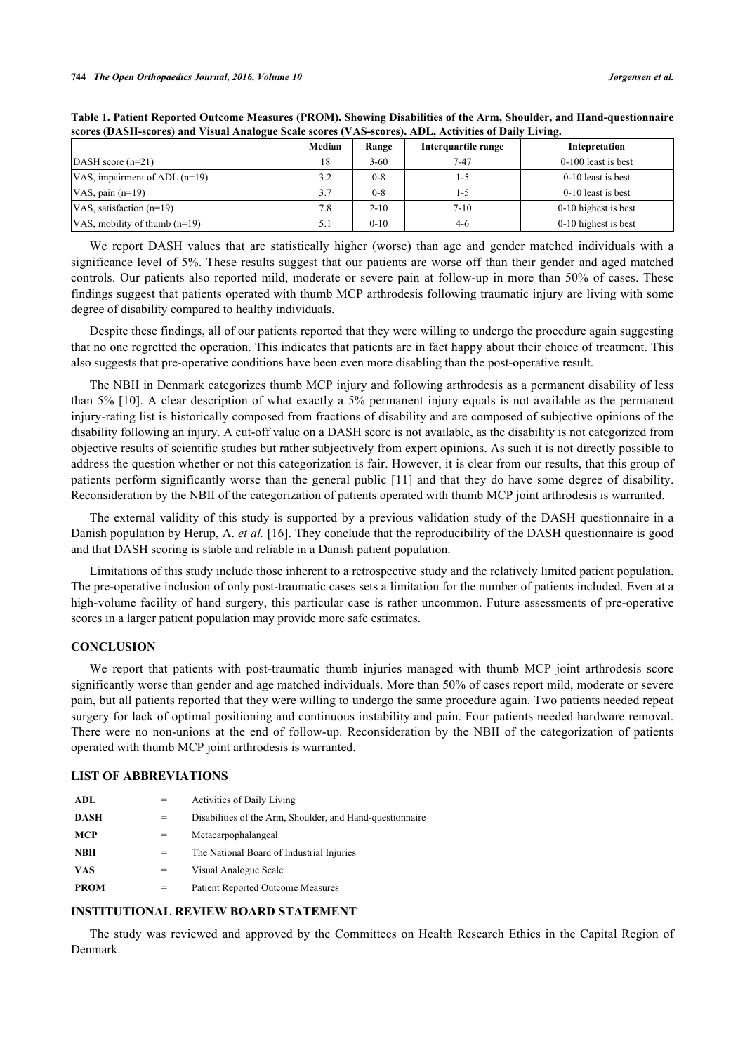**Table 1. Patient Reported Outcome Measures (PROM). Showing Disabilities of the Arm, Shoulder, and Hand-questionnaire scores (DASH-scores) and Visual Analogue Scale scores (VAS-scores). ADL, Activities of Daily Living.**

| | Median | Range | Interquartile range | Intepretation |
|---|---|---|---|---|
| DASH score (n=21) | 18 | 3-60 | 7-47 | 0-100 least is best |
| VAS, impairment of ADL (n=19) | 3.2 | 0-8 | 1-5 | 0-10 least is best |
| VAS, pain (n=19) | 3.7 | 0-8 | 1-5 | 0-10 least is best |
| VAS, satisfaction (n=19) | 7.8 | 2-10 | 7-10 | 0-10 highest is best |
| VAS, mobility of thumb (n=19) | 5.1 | 0-10 | 4-6 | 0-10 highest is best |

We report DASH values that are statistically higher (worse) than age and gender matched individuals with a significance level of 5%. These results suggest that our patients are worse off than their gender and aged matched controls. Our patients also reported mild, moderate or severe pain at follow-up in more than 50% of cases. These findings suggest that patients operated with thumb MCP arthrodesis following traumatic injury are living with some degree of disability compared to healthy individuals.

Despite these findings, all of our patients reported that they were willing to undergo the procedure again suggesting that no one regretted the operation. This indicates that patients are in fact happy about their choice of treatment. This also suggests that pre-operative conditions have been even more disabling than the post-operative result.

The NBII in Denmark categorizes thumb MCP injury and following arthrodesis as a permanent disability of less than 5% [10]. A clear description of what exactly a 5% permanent injury equals is not available as the permanent injury-rating list is historically composed from fractions of disability and are composed of subjective opinions of the disability following an injury. A cut-off value on a DASH score is not available, as the disability is not categorized from objective results of scientific studies but rather subjectively from expert opinions. As such it is not directly possible to address the question whether or not this categorization is fair. However, it is clear from our results, that this group of patients perform significantly worse than the general public [11] and that they do have some degree of disability. Reconsideration by the NBII of the categorization of patients operated with thumb MCP joint arthrodesis is warranted.

The external validity of this study is supported by a previous validation study of the DASH questionnaire in a Danish population by Herup, A. *et al.* [16]. They conclude that the reproducibility of the DASH questionnaire is good and that DASH scoring is stable and reliable in a Danish patient population.

Limitations of this study include those inherent to a retrospective study and the relatively limited patient population. The pre-operative inclusion of only post-traumatic cases sets a limitation for the number of patients included. Even at a high-volume facility of hand surgery, this particular case is rather uncommon. Future assessments of pre-operative scores in a larger patient population may provide more safe estimates.

## CONCLUSION

We report that patients with post-traumatic thumb injuries managed with thumb MCP joint arthrodesis score significantly worse than gender and age matched individuals. More than 50% of cases report mild, moderate or severe pain, but all patients reported that they were willing to undergo the same procedure again. Two patients needed repeat surgery for lack of optimal positioning and continuous instability and pain. Four patients needed hardware removal. There were no non-unions at the end of follow-up. Reconsideration by the NBII of the categorization of patients operated with thumb MCP joint arthrodesis is warranted.

## LIST OF ABBREVIATIONS

| | | |
|---|---|---|
| **ADL** | = | Activities of Daily Living |
| **DASH** | = | Disabilities of the Arm, Shoulder, and Hand-questionnaire |
| **MCP** | = | Metacarpophalangeal |
| **NBII** | = | The National Board of Industrial Injuries |
| **VAS** | = | Visual Analogue Scale |
| **PROM** | = | Patient Reported Outcome Measures |

## INSTITUTIONAL REVIEW BOARD STATEMENT

The study was reviewed and approved by the Committees on Health Research Ethics in the Capital Region of Denmark.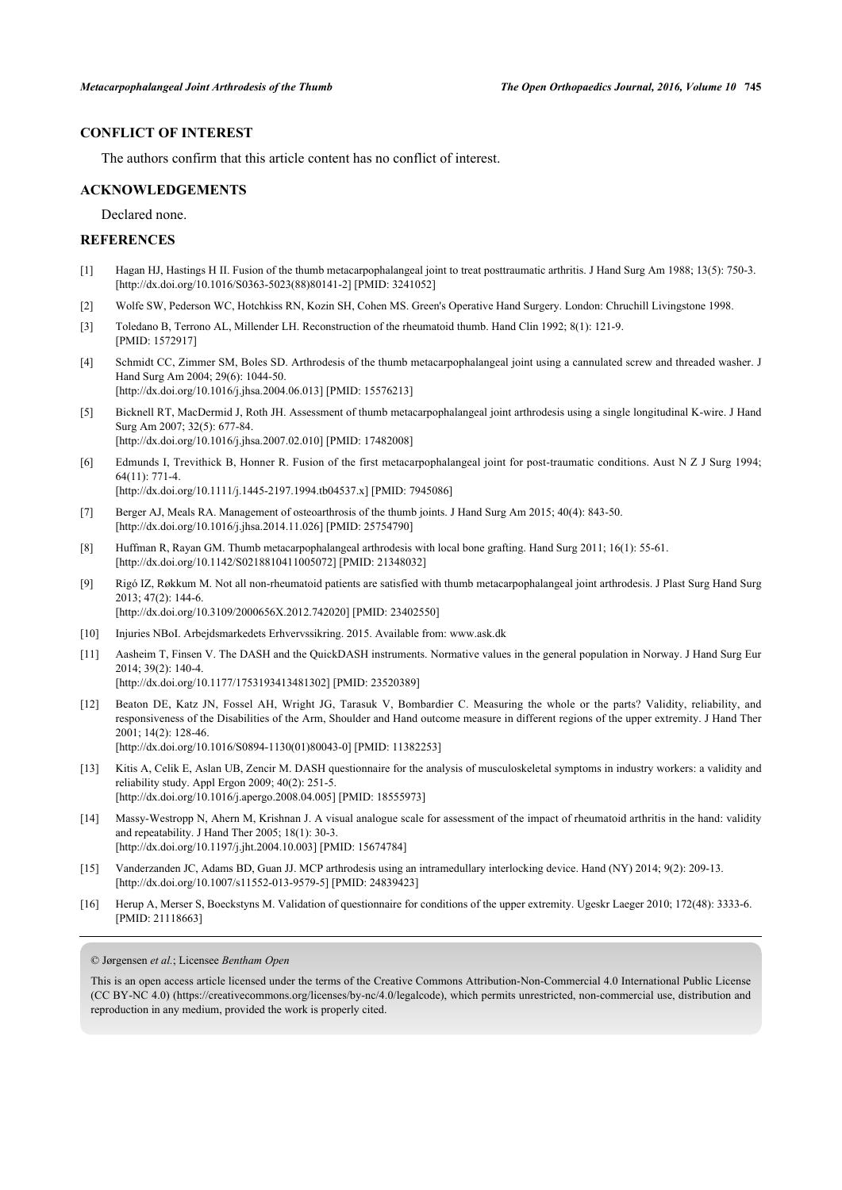## CONFLICT OF INTEREST

The authors confirm that this article content has no conflict of interest.

## ACKNOWLEDGEMENTS

Declared none.

## REFERENCES

[1] Hagan HJ, Hastings H II. Fusion of the thumb metacarpophalangeal joint to treat posttraumatic arthritis. J Hand Surg Am 1988; 13(5): 750-3. [http://dx.doi.org/10.1016/S0363-5023(88)80141-2] [PMID: 3241052]

[2] Wolfe SW, Pederson WC, Hotchkiss RN, Kozin SH, Cohen MS. Green's Operative Hand Surgery. London: Chruchill Livingstone 1998.

[3] Toledano B, Terrono AL, Millender LH. Reconstruction of the rheumatoid thumb. Hand Clin 1992; 8(1): 121-9. [PMID: 1572917]

[4] Schmidt CC, Zimmer SM, Boles SD. Arthrodesis of the thumb metacarpophalangeal joint using a cannulated screw and threaded washer. J Hand Surg Am 2004; 29(6): 1044-50. [http://dx.doi.org/10.1016/j.jhsa.2004.06.013] [PMID: 15576213]

[5] Bicknell RT, MacDermid J, Roth JH. Assessment of thumb metacarpophalangeal joint arthrodesis using a single longitudinal K-wire. J Hand Surg Am 2007; 32(5): 677-84. [http://dx.doi.org/10.1016/j.jhsa.2007.02.010] [PMID: 17482008]

[6] Edmunds I, Trevithick B, Honner R. Fusion of the first metacarpophalangeal joint for post-traumatic conditions. Aust N Z J Surg 1994; 64(11): 771-4. [http://dx.doi.org/10.1111/j.1445-2197.1994.tb04537.x] [PMID: 7945086]

[7] Berger AJ, Meals RA. Management of osteoarthrosis of the thumb joints. J Hand Surg Am 2015; 40(4): 843-50. [http://dx.doi.org/10.1016/j.jhsa.2014.11.026] [PMID: 25754790]

[8] Huffman R, Rayan GM. Thumb metacarpophalangeal arthrodesis with local bone grafting. Hand Surg 2011; 16(1): 55-61. [http://dx.doi.org/10.1142/S0218810411005072] [PMID: 21348032]

[9] Rigó IZ, Røkkum M. Not all non-rheumatoid patients are satisfied with thumb metacarpophalangeal joint arthrodesis. J Plast Surg Hand Surg 2013; 47(2): 144-6. [http://dx.doi.org/10.3109/2000656X.2012.742020] [PMID: 23402550]

[10] Injuries NBoI. Arbejdsmarkedets Erhvervssikring. 2015. Available from: www.ask.dk

[11] Aasheim T, Finsen V. The DASH and the QuickDASH instruments. Normative values in the general population in Norway. J Hand Surg Eur 2014; 39(2): 140-4. [http://dx.doi.org/10.1177/1753193413481302] [PMID: 23520389]

[12] Beaton DE, Katz JN, Fossel AH, Wright JG, Tarasuk V, Bombardier C. Measuring the whole or the parts? Validity, reliability, and responsiveness of the Disabilities of the Arm, Shoulder and Hand outcome measure in different regions of the upper extremity. J Hand Ther 2001; 14(2): 128-46. [http://dx.doi.org/10.1016/S0894-1130(01)80043-0] [PMID: 11382253]

[13] Kitis A, Celik E, Aslan UB, Zencir M. DASH questionnaire for the analysis of musculoskeletal symptoms in industry workers: a validity and reliability study. Appl Ergon 2009; 40(2): 251-5. [http://dx.doi.org/10.1016/j.apergo.2008.04.005] [PMID: 18555973]

[14] Massy-Westropp N, Ahern M, Krishnan J. A visual analogue scale for assessment of the impact of rheumatoid arthritis in the hand: validity and repeatability. J Hand Ther 2005; 18(1): 30-3. [http://dx.doi.org/10.1197/j.jht.2004.10.003] [PMID: 15674784]

[15] Vanderzanden JC, Adams BD, Guan JJ. MCP arthrodesis using an intramedullary interlocking device. Hand (NY) 2014; 9(2): 209-13. [http://dx.doi.org/10.1007/s11552-013-9579-5] [PMID: 24839423]

[16] Herup A, Merser S, Boeckstyns M. Validation of questionnaire for conditions of the upper extremity. Ugeskr Laeger 2010; 172(48): 3333-6. [PMID: 21118663]

---

© Jørgensen *et al.*; Licensee *Bentham Open*

This is an open access article licensed under the terms of the Creative Commons Attribution-Non-Commercial 4.0 International Public License (CC BY-NC 4.0) (https://creativecommons.org/licenses/by-nc/4.0/legalcode), which permits unrestricted, non-commercial use, distribution and reproduction in any medium, provided the work is properly cited.